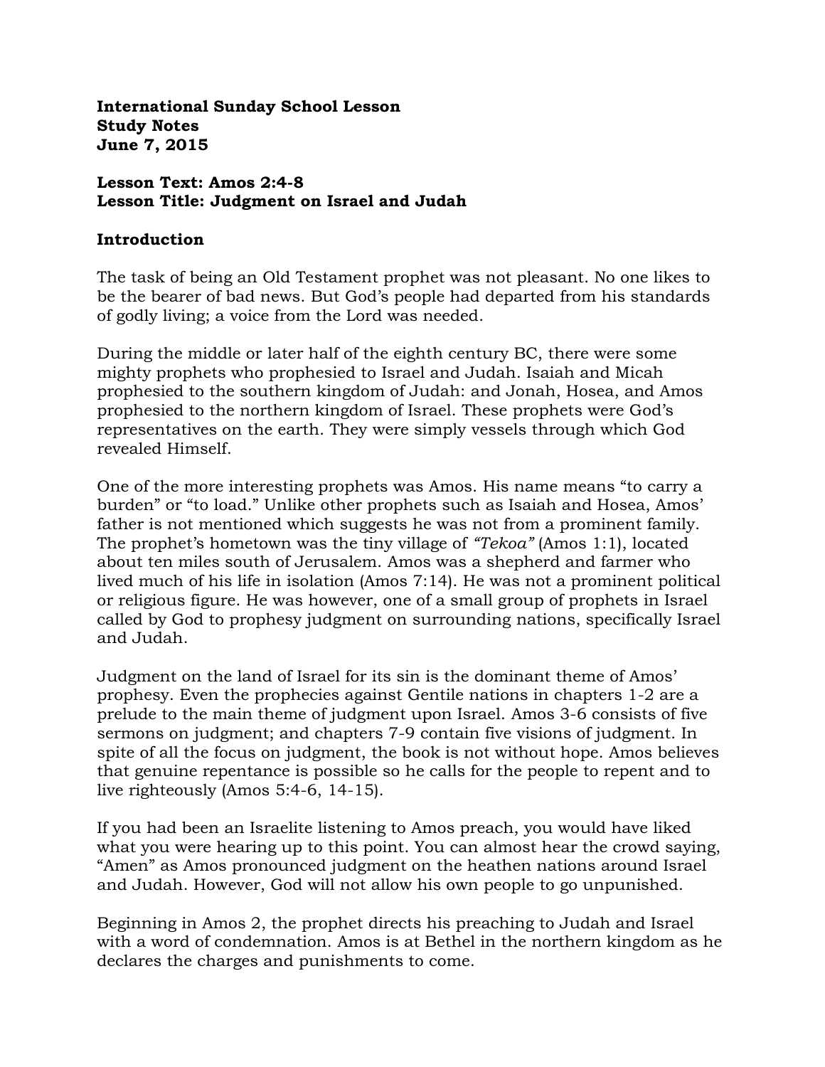**International Sunday School Lesson**
**Study Notes**
**June 7, 2015**

**Lesson Text: Amos 2:4-8**
**Lesson Title: Judgment on Israel and Judah**

**Introduction**

The task of being an Old Testament prophet was not pleasant. No one likes to be the bearer of bad news. But God's people had departed from his standards of godly living; a voice from the Lord was needed.

During the middle or later half of the eighth century BC, there were some mighty prophets who prophesied to Israel and Judah. Isaiah and Micah prophesied to the southern kingdom of Judah: and Jonah, Hosea, and Amos prophesied to the northern kingdom of Israel. These prophets were God's representatives on the earth. They were simply vessels through which God revealed Himself.

One of the more interesting prophets was Amos. His name means "to carry a burden" or "to load." Unlike other prophets such as Isaiah and Hosea, Amos' father is not mentioned which suggests he was not from a prominent family. The prophet's hometown was the tiny village of *"Tekoa"* (Amos 1:1), located about ten miles south of Jerusalem. Amos was a shepherd and farmer who lived much of his life in isolation (Amos 7:14). He was not a prominent political or religious figure. He was however, one of a small group of prophets in Israel called by God to prophesy judgment on surrounding nations, specifically Israel and Judah.

Judgment on the land of Israel for its sin is the dominant theme of Amos' prophesy. Even the prophecies against Gentile nations in chapters 1-2 are a prelude to the main theme of judgment upon Israel. Amos 3-6 consists of five sermons on judgment; and chapters 7-9 contain five visions of judgment. In spite of all the focus on judgment, the book is not without hope. Amos believes that genuine repentance is possible so he calls for the people to repent and to live righteously (Amos 5:4-6, 14-15).

If you had been an Israelite listening to Amos preach, you would have liked what you were hearing up to this point. You can almost hear the crowd saying, "Amen" as Amos pronounced judgment on the heathen nations around Israel and Judah. However, God will not allow his own people to go unpunished.

Beginning in Amos 2, the prophet directs his preaching to Judah and Israel with a word of condemnation. Amos is at Bethel in the northern kingdom as he declares the charges and punishments to come.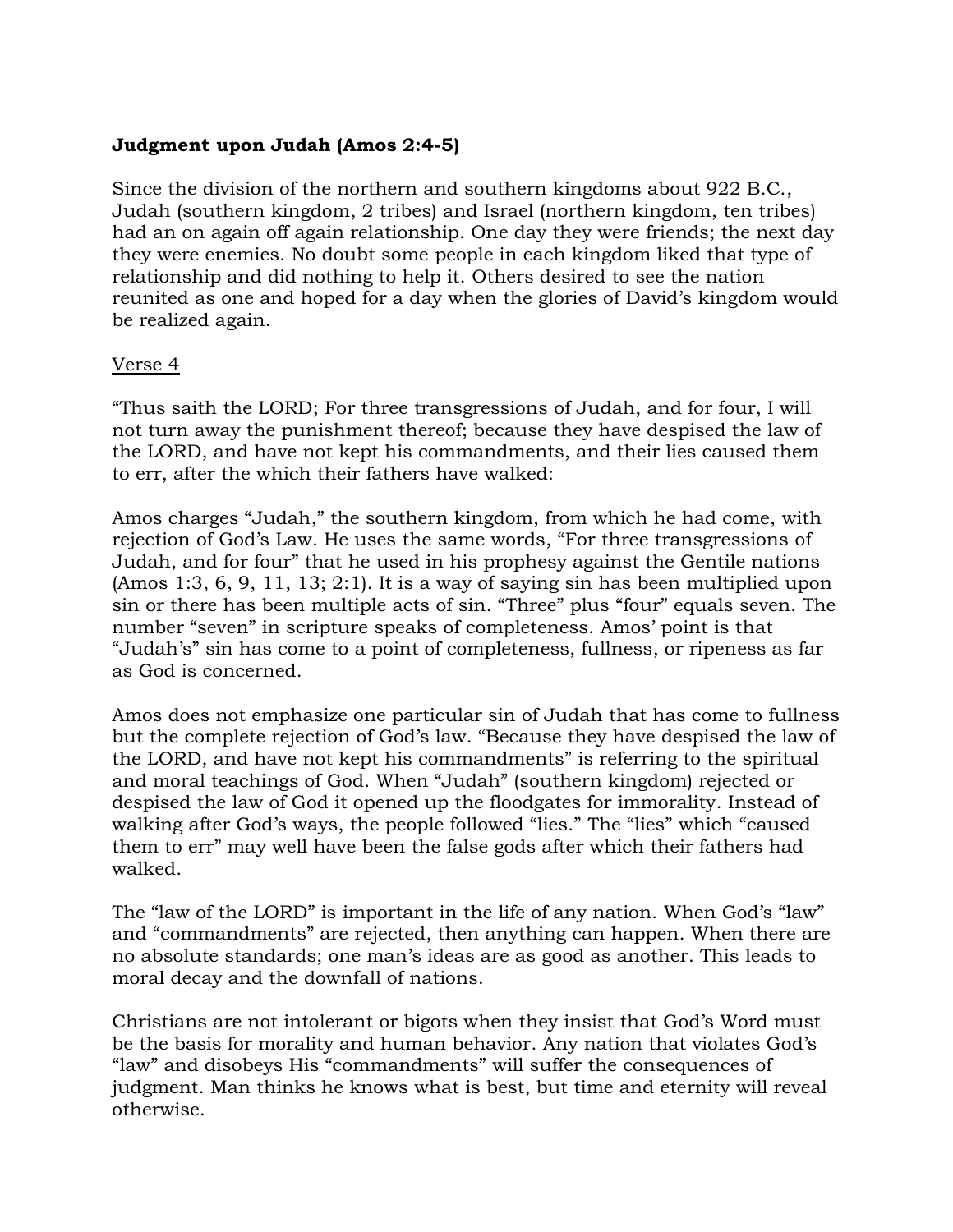**Judgment upon Judah (Amos 2:4-5)**

Since the division of the northern and southern kingdoms about 922 B.C., Judah (southern kingdom, 2 tribes) and Israel (northern kingdom, ten tribes) had an on again off again relationship. One day they were friends; the next day they were enemies. No doubt some people in each kingdom liked that type of relationship and did nothing to help it. Others desired to see the nation reunited as one and hoped for a day when the glories of David's kingdom would be realized again.

<u>Verse 4</u>

"Thus saith the LORD; For three transgressions of Judah, and for four, I will not turn away the punishment thereof; because they have despised the law of the LORD, and have not kept his commandments, and their lies caused them to err, after the which their fathers have walked:

Amos charges "Judah," the southern kingdom, from which he had come, with rejection of God's Law. He uses the same words, "For three transgressions of Judah, and for four" that he used in his prophesy against the Gentile nations (Amos 1:3, 6, 9, 11, 13; 2:1). It is a way of saying sin has been multiplied upon sin or there has been multiple acts of sin. "Three" plus "four" equals seven. The number "seven" in scripture speaks of completeness. Amos' point is that "Judah's" sin has come to a point of completeness, fullness, or ripeness as far as God is concerned.

Amos does not emphasize one particular sin of Judah that has come to fullness but the complete rejection of God's law. "Because they have despised the law of the LORD, and have not kept his commandments" is referring to the spiritual and moral teachings of God. When "Judah" (southern kingdom) rejected or despised the law of God it opened up the floodgates for immorality. Instead of walking after God's ways, the people followed "lies." The "lies" which "caused them to err" may well have been the false gods after which their fathers had walked.

The "law of the LORD" is important in the life of any nation. When God's "law" and "commandments" are rejected, then anything can happen. When there are no absolute standards; one man's ideas are as good as another. This leads to moral decay and the downfall of nations.

Christians are not intolerant or bigots when they insist that God's Word must be the basis for morality and human behavior. Any nation that violates God's "law" and disobeys His "commandments" will suffer the consequences of judgment. Man thinks he knows what is best, but time and eternity will reveal otherwise.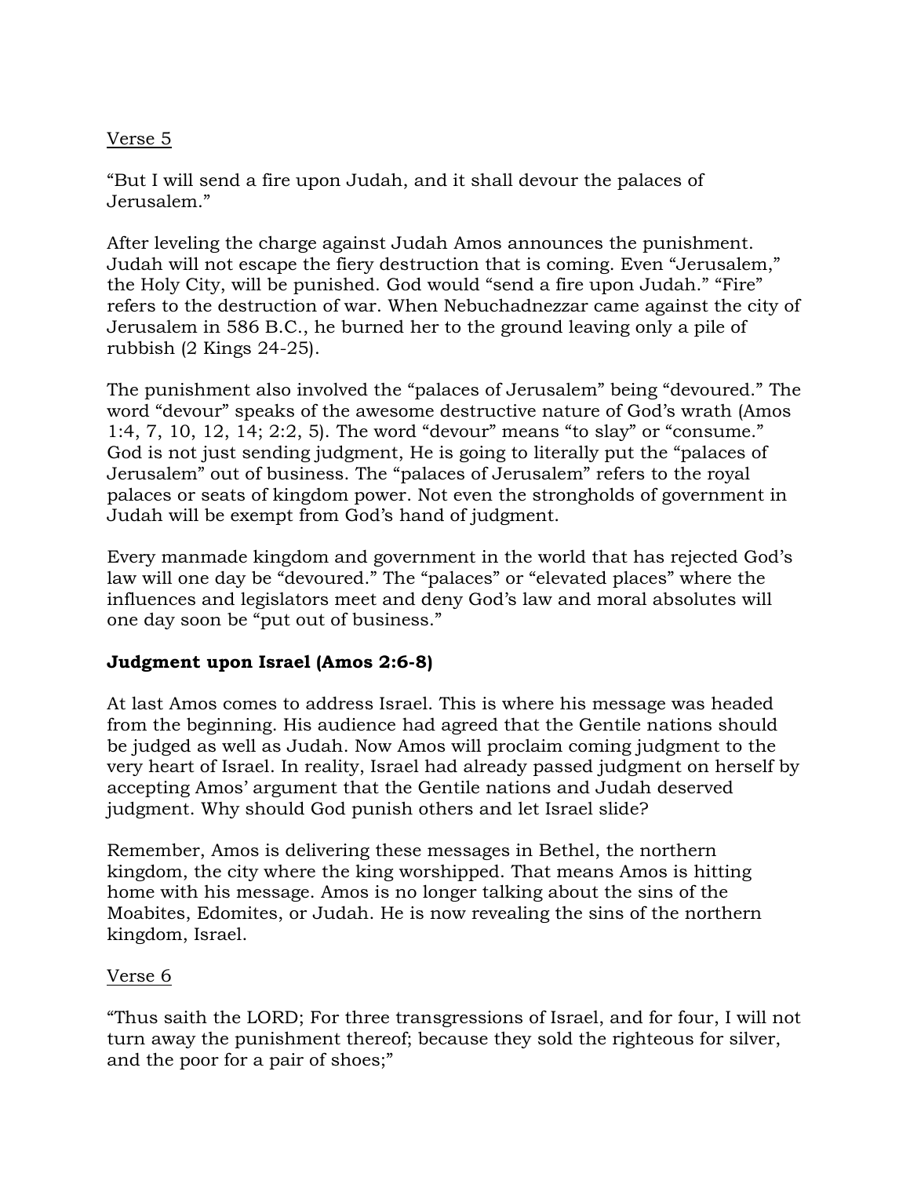Verse 5

"But I will send a fire upon Judah, and it shall devour the palaces of Jerusalem."

After leveling the charge against Judah Amos announces the punishment. Judah will not escape the fiery destruction that is coming. Even "Jerusalem," the Holy City, will be punished. God would "send a fire upon Judah." "Fire" refers to the destruction of war. When Nebuchadnezzar came against the city of Jerusalem in 586 B.C., he burned her to the ground leaving only a pile of rubbish (2 Kings 24-25).

The punishment also involved the "palaces of Jerusalem" being "devoured." The word "devour" speaks of the awesome destructive nature of God's wrath (Amos 1:4, 7, 10, 12, 14; 2:2, 5). The word "devour" means "to slay" or "consume." God is not just sending judgment, He is going to literally put the "palaces of Jerusalem" out of business. The "palaces of Jerusalem" refers to the royal palaces or seats of kingdom power. Not even the strongholds of government in Judah will be exempt from God's hand of judgment.

Every manmade kingdom and government in the world that has rejected God's law will one day be "devoured." The "palaces" or "elevated places" where the influences and legislators meet and deny God's law and moral absolutes will one day soon be "put out of business."

**Judgment upon Israel (Amos 2:6-8)**

At last Amos comes to address Israel. This is where his message was headed from the beginning. His audience had agreed that the Gentile nations should be judged as well as Judah. Now Amos will proclaim coming judgment to the very heart of Israel. In reality, Israel had already passed judgment on herself by accepting Amos' argument that the Gentile nations and Judah deserved judgment. Why should God punish others and let Israel slide?

Remember, Amos is delivering these messages in Bethel, the northern kingdom, the city where the king worshipped. That means Amos is hitting home with his message. Amos is no longer talking about the sins of the Moabites, Edomites, or Judah. He is now revealing the sins of the northern kingdom, Israel.

Verse 6

"Thus saith the LORD; For three transgressions of Israel, and for four, I will not turn away the punishment thereof; because they sold the righteous for silver, and the poor for a pair of shoes;"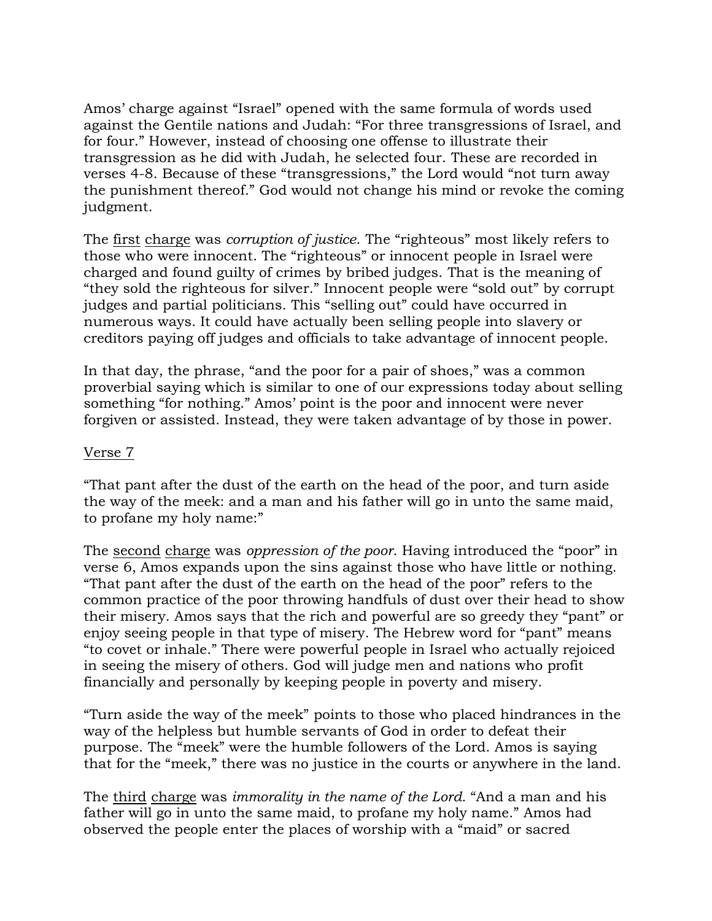Amos' charge against "Israel" opened with the same formula of words used against the Gentile nations and Judah: "For three transgressions of Israel, and for four." However, instead of choosing one offense to illustrate their transgression as he did with Judah, he selected four. These are recorded in verses 4-8. Because of these "transgressions," the Lord would "not turn away the punishment thereof." God would not change his mind or revoke the coming judgment.

The first charge was *corruption of justice*. The "righteous" most likely refers to those who were innocent. The "righteous" or innocent people in Israel were charged and found guilty of crimes by bribed judges. That is the meaning of "they sold the righteous for silver." Innocent people were "sold out" by corrupt judges and partial politicians. This "selling out" could have occurred in numerous ways. It could have actually been selling people into slavery or creditors paying off judges and officials to take advantage of innocent people.

In that day, the phrase, "and the poor for a pair of shoes," was a common proverbial saying which is similar to one of our expressions today about selling something "for nothing." Amos' point is the poor and innocent were never forgiven or assisted. Instead, they were taken advantage of by those in power.

Verse 7

"That pant after the dust of the earth on the head of the poor, and turn aside the way of the meek: and a man and his father will go in unto the same maid, to profane my holy name:"

The second charge was *oppression of the poor*. Having introduced the "poor" in verse 6, Amos expands upon the sins against those who have little or nothing. "That pant after the dust of the earth on the head of the poor" refers to the common practice of the poor throwing handfuls of dust over their head to show their misery. Amos says that the rich and powerful are so greedy they "pant" or enjoy seeing people in that type of misery. The Hebrew word for "pant" means "to covet or inhale." There were powerful people in Israel who actually rejoiced in seeing the misery of others. God will judge men and nations who profit financially and personally by keeping people in poverty and misery.

"Turn aside the way of the meek" points to those who placed hindrances in the way of the helpless but humble servants of God in order to defeat their purpose. The "meek" were the humble followers of the Lord. Amos is saying that for the "meek," there was no justice in the courts or anywhere in the land.

The third charge was *immorality in the name of the Lord*. "And a man and his father will go in unto the same maid, to profane my holy name." Amos had observed the people enter the places of worship with a "maid" or sacred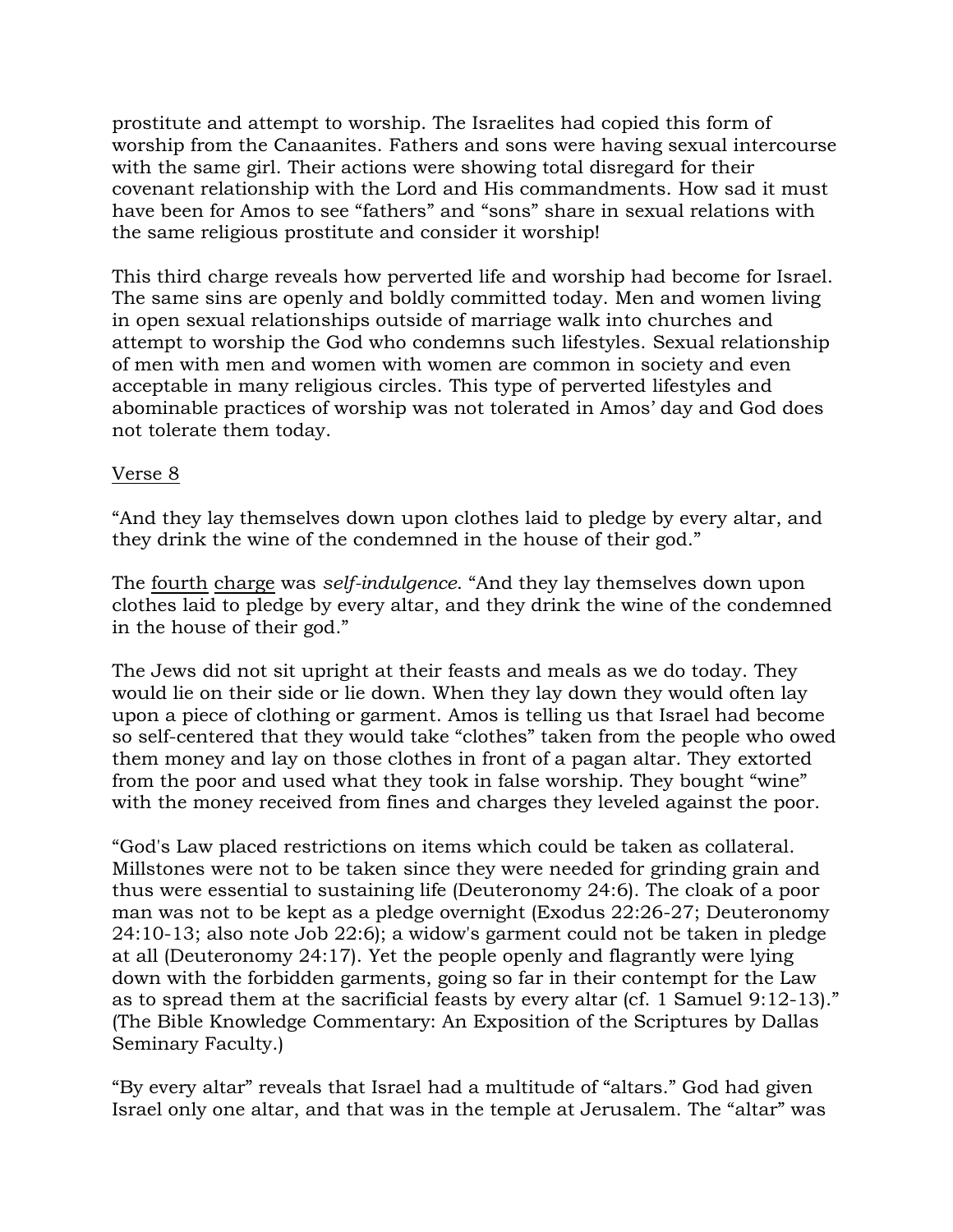prostitute and attempt to worship. The Israelites had copied this form of worship from the Canaanites. Fathers and sons were having sexual intercourse with the same girl. Their actions were showing total disregard for their covenant relationship with the Lord and His commandments. How sad it must have been for Amos to see "fathers" and "sons" share in sexual relations with the same religious prostitute and consider it worship!

This third charge reveals how perverted life and worship had become for Israel. The same sins are openly and boldly committed today. Men and women living in open sexual relationships outside of marriage walk into churches and attempt to worship the God who condemns such lifestyles. Sexual relationship of men with men and women with women are common in society and even acceptable in many religious circles. This type of perverted lifestyles and abominable practices of worship was not tolerated in Amos' day and God does not tolerate them today.

<u>Verse 8</u>

"And they lay themselves down upon clothes laid to pledge by every altar, and they drink the wine of the condemned in the house of their god."

The <u>fourth</u> <u>charge</u> was *self-indulgence*. "And they lay themselves down upon clothes laid to pledge by every altar, and they drink the wine of the condemned in the house of their god."

The Jews did not sit upright at their feasts and meals as we do today. They would lie on their side or lie down. When they lay down they would often lay upon a piece of clothing or garment. Amos is telling us that Israel had become so self-centered that they would take "clothes" taken from the people who owed them money and lay on those clothes in front of a pagan altar. They extorted from the poor and used what they took in false worship. They bought "wine" with the money received from fines and charges they leveled against the poor.

"God's Law placed restrictions on items which could be taken as collateral. Millstones were not to be taken since they were needed for grinding grain and thus were essential to sustaining life (Deuteronomy 24:6). The cloak of a poor man was not to be kept as a pledge overnight (Exodus 22:26-27; Deuteronomy 24:10-13; also note Job 22:6); a widow's garment could not be taken in pledge at all (Deuteronomy 24:17). Yet the people openly and flagrantly were lying down with the forbidden garments, going so far in their contempt for the Law as to spread them at the sacrificial feasts by every altar (cf. 1 Samuel 9:12-13)." (The Bible Knowledge Commentary: An Exposition of the Scriptures by Dallas Seminary Faculty.)

"By every altar" reveals that Israel had a multitude of "altars." God had given Israel only one altar, and that was in the temple at Jerusalem. The "altar" was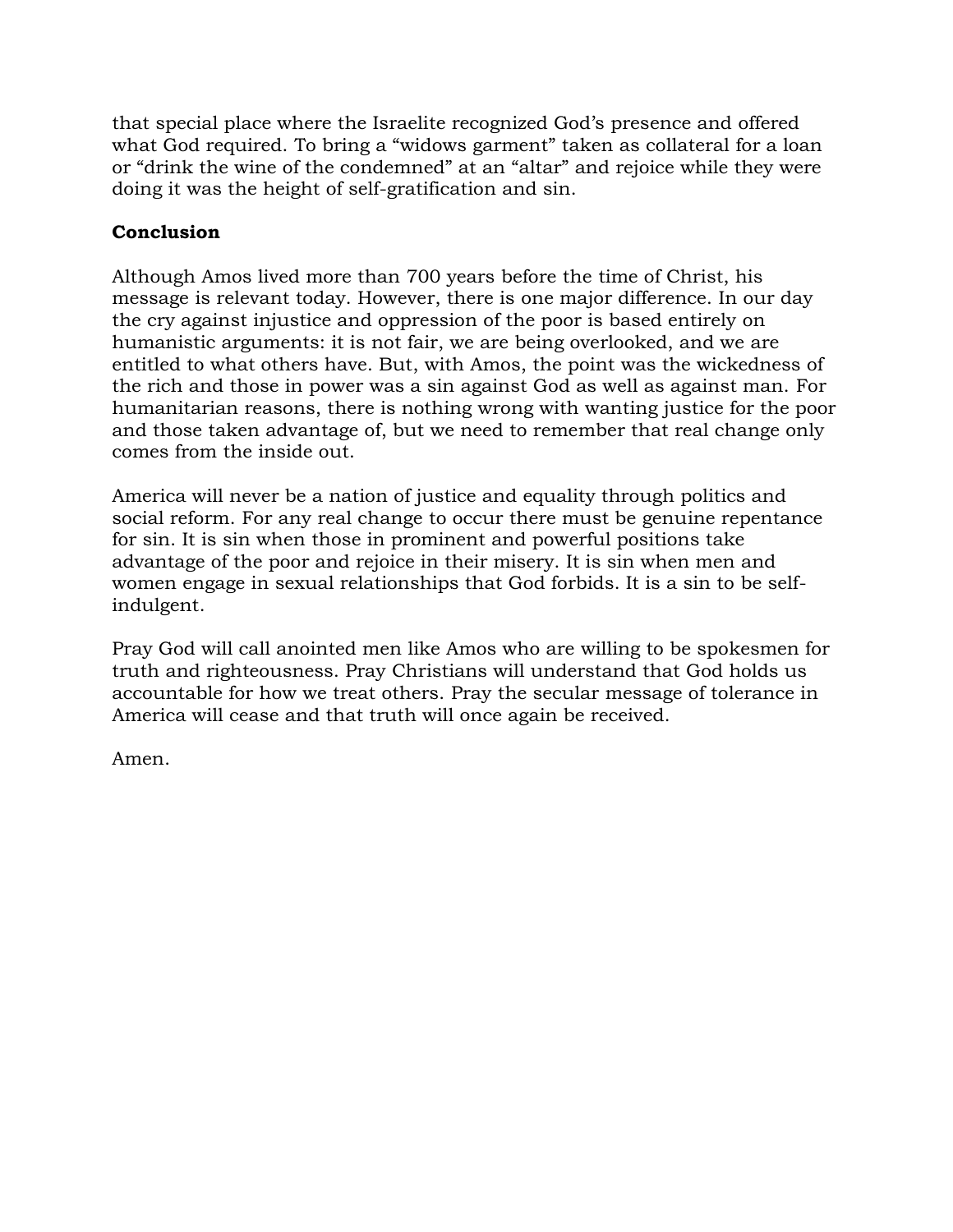that special place where the Israelite recognized God's presence and offered what God required. To bring a "widows garment" taken as collateral for a loan or "drink the wine of the condemned" at an "altar" and rejoice while they were doing it was the height of self-gratification and sin.

**Conclusion**

Although Amos lived more than 700 years before the time of Christ, his message is relevant today. However, there is one major difference. In our day the cry against injustice and oppression of the poor is based entirely on humanistic arguments: it is not fair, we are being overlooked, and we are entitled to what others have. But, with Amos, the point was the wickedness of the rich and those in power was a sin against God as well as against man. For humanitarian reasons, there is nothing wrong with wanting justice for the poor and those taken advantage of, but we need to remember that real change only comes from the inside out.

America will never be a nation of justice and equality through politics and social reform. For any real change to occur there must be genuine repentance for sin. It is sin when those in prominent and powerful positions take advantage of the poor and rejoice in their misery. It is sin when men and women engage in sexual relationships that God forbids. It is a sin to be self-indulgent.

Pray God will call anointed men like Amos who are willing to be spokesmen for truth and righteousness. Pray Christians will understand that God holds us accountable for how we treat others. Pray the secular message of tolerance in America will cease and that truth will once again be received.

Amen.